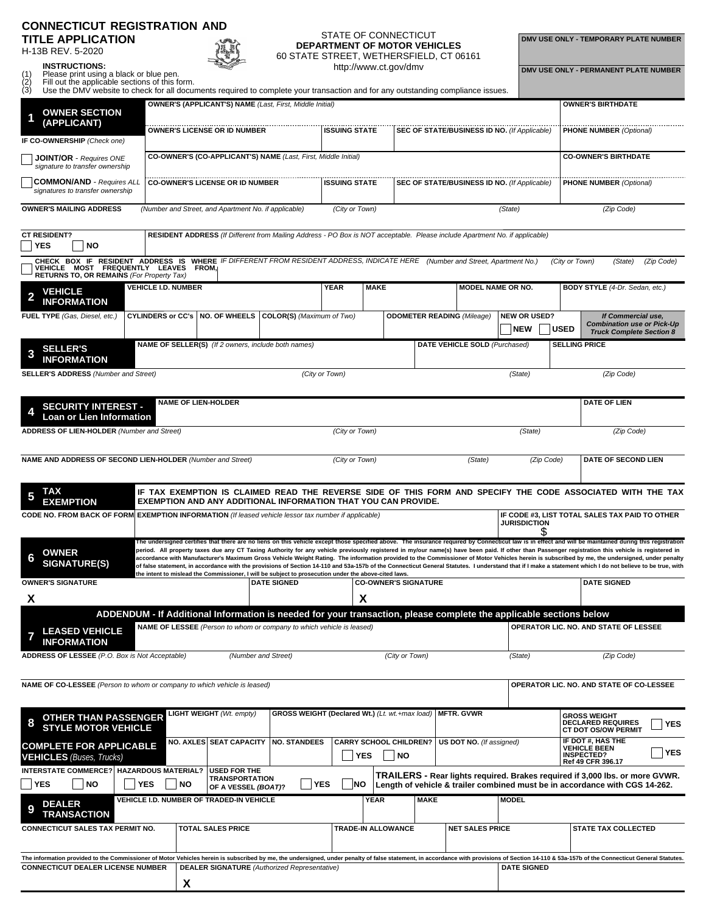# CONNECTICUT REGISTRATION AND TITLE APPLICATION

H-13B REV. 5-2020

STATE OF CONNECTICUT
**DEPARTMENT OF MOTOR VEHICLES**
60 STATE STREET, WETHERSFIELD, CT 06161
http://www.ct.gov/dmv

| DMV USE ONLY - TEMPORARY PLATE NUMBER |
|---|
| |
| **DMV USE ONLY - PERMANENT PLATE NUMBER** |
| |

**INSTRUCTIONS:**

(1) Please print using a black or blue pen.
(2) Fill out the applicable sections of this form.
(3) Use the DMV website to check for all documents required to complete your transaction and for any outstanding compliance issues.

## 1 OWNER SECTION (APPLICANT)

| | | | | |
|---|---|---|---|---|
| **OWNER'S (APPLICANT'S) NAME** *(Last, First, Middle Initial)* | | | | **OWNER'S BIRTHDATE** |
| **OWNER'S LICENSE OR ID NUMBER** | **ISSUING STATE** | **SEC OF STATE/BUSINESS ID NO.** *(If Applicable)* | | **PHONE NUMBER** *(Optional)* |

**IF CO-OWNERSHIP** *(Check one)*

☐ **JOINT/OR** - *Requires ONE signature to transfer ownership*

☐ **COMMON/AND** - *Requires ALL signatures to transfer ownership*

| | | | |
|---|---|---|---|
| **CO-OWNER'S (CO-APPLICANT'S) NAME** *(Last, First, Middle Initial)* | | | **CO-OWNER'S BIRTHDATE** |
| **CO-OWNER'S LICENSE OR ID NUMBER** | **ISSUING STATE** | **SEC OF STATE/BUSINESS ID NO.** *(If Applicable)* | **PHONE NUMBER** *(Optional)* |

**OWNER'S MAILING ADDRESS** *(Number and Street, and Apartment No. if applicable)* *(City or Town)* *(State)* *(Zip Code)*

**CT RESIDENT?** ☐ **YES** ☐ **NO**

**RESIDENT ADDRESS** *(If Different from Mailing Address - PO Box is NOT acceptable. Please include Apartment No. if applicable)*

☐ **CHECK BOX IF RESIDENT ADDRESS IS WHERE VEHICLE MOST FREQUENTLY LEAVES FROM, RETURNS TO, OR REMAINS** *(For Property Tax)*

*IF DIFFERENT FROM RESIDENT ADDRESS, INDICATE HERE* *(Number and Street, Apartment No.)* *(City or Town)* *(State)* *(Zip Code)*

## 2 VEHICLE INFORMATION

| **VEHICLE I.D. NUMBER** | | | **YEAR** | **MAKE** | **MODEL NAME OR NO.** | **BODY STYLE** *(4-Dr. Sedan, etc.)* |
|---|---|---|---|---|---|---|
| | | | | | | |

| **FUEL TYPE** *(Gas, Diesel, etc.)* | **CYLINDERS or CC's** | **NO. OF WHEELS** | **COLOR(S)** *(Maximum of Two)* | **ODOMETER READING** *(Mileage)* | **NEW OR USED?** | *If Commercial use, Combination use or Pick-Up Truck Complete Section 8* |
|---|---|---|---|---|---|---|
| | | | | | ☐ **NEW** ☐ **USED** | |

## 3 SELLER'S INFORMATION

| **NAME OF SELLER(S)** *(If 2 owners, include both names)* | **DATE VEHICLE SOLD** *(Purchased)* | **SELLING PRICE** |
|---|---|---|
| | | |

**SELLER'S ADDRESS** *(Number and Street)* *(City or Town)* *(State)* *(Zip Code)*

## 4 SECURITY INTEREST - Loan or Lien Information

| **NAME OF LIEN-HOLDER** | **DATE OF LIEN** |
|---|---|
| | |

**ADDRESS OF LIEN-HOLDER** *(Number and Street)* *(City or Town)* *(State)* *(Zip Code)*

**NAME AND ADDRESS OF SECOND LIEN-HOLDER** *(Number and Street)* *(City or Town)* *(State)* *(Zip Code)* | **DATE OF SECOND LIEN**

## 5 TAX EXEMPTION

**IF TAX EXEMPTION IS CLAIMED READ THE REVERSE SIDE OF THIS FORM AND SPECIFY THE CODE ASSOCIATED WITH THE TAX EXEMPTION AND ANY ADDITIONAL INFORMATION THAT YOU CAN PROVIDE.**

| **CODE NO. FROM BACK OF FORM** | **EXEMPTION INFORMATION** *(If leased vehicle lessor tax number if applicable)* | **IF CODE #3, LIST TOTAL SALES TAX PAID TO OTHER JURISDICTION** |
|---|---|---|
| | | $ |

## 6 OWNER SIGNATURE(S)

The undersigned certifies that there are no liens on this vehicle except those specified above. The insurance required by Connecticut law is in effect and will be maintained during this registration period. All property taxes due any CT Taxing Authority for any vehicle previously registered in my/our name(s) have been paid. If other than Passenger registration this vehicle is registered in accordance with Manufacturer's Maximum Gross Vehicle Weight Rating. The information provided to the Commissioner of Motor Vehicles herein is subscribed by me, the undersigned, under penalty of false statement, in accordance with the provisions of Section 14-110 and 53a-157b of the Connecticut General Statutes. I understand that if I make a statement which I do not believe to be true, with the intent to mislead the Commissioner, I will be subject to prosecution under the above-cited laws.

| **OWNER'S SIGNATURE** | **DATE SIGNED** | **CO-OWNER'S SIGNATURE** | **DATE SIGNED** |
|---|---|---|---|
| X | | X | |

**ADDENDUM - If Additional Information is needed for your transaction, please complete the applicable sections below**

## 7 LEASED VEHICLE INFORMATION

| **NAME OF LESSEE** *(Person to whom or company to which vehicle is leased)* | **OPERATOR LIC. NO. AND STATE OF LESSEE** |
|---|---|
| | |

**ADDRESS OF LESSEE** *(P.O. Box is Not Acceptable)* *(Number and Street)* *(City or Town)* *(State)* *(Zip Code)*

| **NAME OF CO-LESSEE** *(Person to whom or company to which vehicle is leased)* | **OPERATOR LIC. NO. AND STATE OF CO-LESSEE** |
|---|---|
| | |

## 8 OTHER THAN PASSENGER STYLE MOTOR VEHICLE

**COMPLETE FOR APPLICABLE VEHICLES** *(Buses, Trucks)*

| **LIGHT WEIGHT** *(Wt. empty)* | | **GROSS WEIGHT (Declared Wt.)** *(Lt. wt.+max load)* | | **MFTR. GVWR** | **GROSS WEIGHT DECLARED REQUIRES CT DOT OS/OW PERMIT** ☐ **YES** |
|---|---|---|---|---|---|
| **NO. AXLES** | **SEAT CAPACITY** | **NO. STANDEES** | **CARRY SCHOOL CHILDREN?** ☐ **YES** ☐ **NO** | **US DOT NO.** *(If assigned)* | **IF DOT #, HAS THE VEHICLE BEEN INSPECTED? Ref 49 CFR 396.17** ☐ **YES** |

| **INTERSTATE COMMERCE?** | **HAZARDOUS MATERIAL?** | **USED FOR THE TRANSPORTATION OF A VESSEL (BOAT)?** |
|---|---|---|
| ☐ **YES** ☐ **NO** | ☐ **YES** ☐ **NO** | ☐ **YES** ☐ **NO** |

**TRAILERS - Rear lights required. Brakes required if 3,000 lbs. or more GVWR. Length of vehicle & trailer combined must be in accordance with CGS 14-262.**

## 9 DEALER TRANSACTION

| **VEHICLE I.D. NUMBER OF TRADED-IN VEHICLE** | **YEAR** | **MAKE** | **MODEL** |
|---|---|---|---|
| | | | |

| **CONNECTICUT SALES TAX PERMIT NO.** | **TOTAL SALES PRICE** | **TRADE-IN ALLOWANCE** | **NET SALES PRICE** | **STATE TAX COLLECTED** |
|---|---|---|---|---|
| | | | | |

The information provided to the Commissioner of Motor Vehicles herein is subscribed by me, the undersigned, under penalty of false statement, in accordance with provisions of Section 14-110 & 53a-157b of the Connecticut General Statutes.

| **CONNECTICUT DEALER LICENSE NUMBER** | **DEALER SIGNATURE** *(Authorized Representative)* | **DATE SIGNED** |
|---|---|---|
| | X | |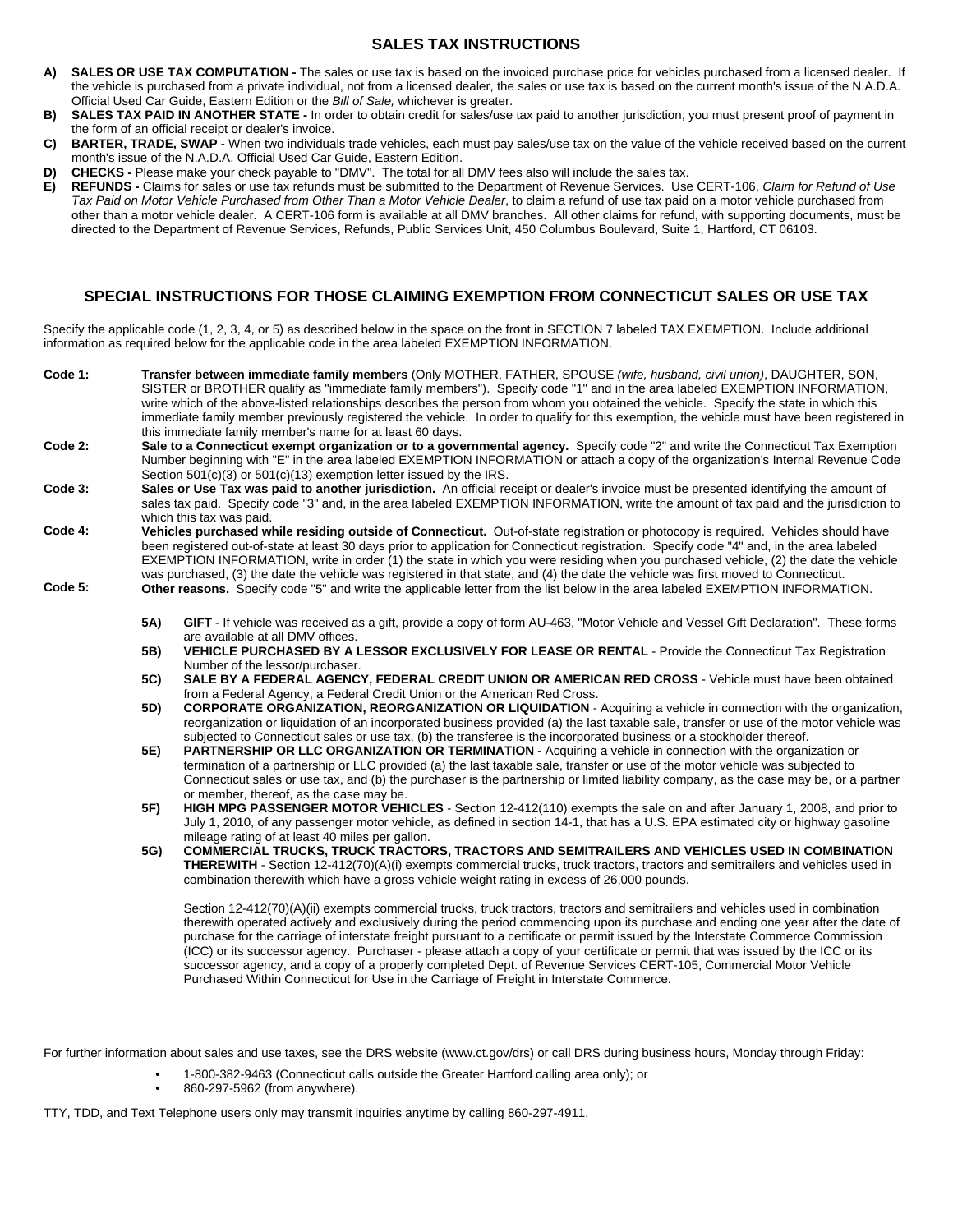## SALES TAX INSTRUCTIONS

**A) SALES OR USE TAX COMPUTATION -** The sales or use tax is based on the invoiced purchase price for vehicles purchased from a licensed dealer. If the vehicle is purchased from a private individual, not from a licensed dealer, the sales or use tax is based on the current month's issue of the N.A.D.A. Official Used Car Guide, Eastern Edition or the *Bill of Sale,* whichever is greater.

**B) SALES TAX PAID IN ANOTHER STATE -** In order to obtain credit for sales/use tax paid to another jurisdiction, you must present proof of payment in the form of an official receipt or dealer's invoice.

**C) BARTER, TRADE, SWAP -** When two individuals trade vehicles, each must pay sales/use tax on the value of the vehicle received based on the current month's issue of the N.A.D.A. Official Used Car Guide, Eastern Edition.

**D) CHECKS -** Please make your check payable to "DMV". The total for all DMV fees also will include the sales tax.

**E) REFUNDS -** Claims for sales or use tax refunds must be submitted to the Department of Revenue Services. Use CERT-106, *Claim for Refund of Use Tax Paid on Motor Vehicle Purchased from Other Than a Motor Vehicle Dealer*, to claim a refund of use tax paid on a motor vehicle purchased from other than a motor vehicle dealer. A CERT-106 form is available at all DMV branches. All other claims for refund, with supporting documents, must be directed to the Department of Revenue Services, Refunds, Public Services Unit, 450 Columbus Boulevard, Suite 1, Hartford, CT 06103.

## SPECIAL INSTRUCTIONS FOR THOSE CLAIMING EXEMPTION FROM CONNECTICUT SALES OR USE TAX

Specify the applicable code (1, 2, 3, 4, or 5) as described below in the space on the front in SECTION 7 labeled TAX EXEMPTION. Include additional information as required below for the applicable code in the area labeled EXEMPTION INFORMATION.

**Code 1:** **Transfer between immediate family members** (Only MOTHER, FATHER, SPOUSE *(wife, husband, civil union)*, DAUGHTER, SON, SISTER or BROTHER qualify as "immediate family members"). Specify code "1" and in the area labeled EXEMPTION INFORMATION, write which of the above-listed relationships describes the person from whom you obtained the vehicle. Specify the state in which this immediate family member previously registered the vehicle. In order to qualify for this exemption, the vehicle must have been registered in this immediate family member's name for at least 60 days.

**Code 2:** **Sale to a Connecticut exempt organization or to a governmental agency.** Specify code "2" and write the Connecticut Tax Exemption Number beginning with "E" in the area labeled EXEMPTION INFORMATION or attach a copy of the organization's Internal Revenue Code Section 501(c)(3) or 501(c)(13) exemption letter issued by the IRS.

**Code 3:** **Sales or Use Tax was paid to another jurisdiction.** An official receipt or dealer's invoice must be presented identifying the amount of sales tax paid. Specify code "3" and, in the area labeled EXEMPTION INFORMATION, write the amount of tax paid and the jurisdiction to which this tax was paid.

**Code 4:** **Vehicles purchased while residing outside of Connecticut.** Out-of-state registration or photocopy is required. Vehicles should have been registered out-of-state at least 30 days prior to application for Connecticut registration. Specify code "4" and, in the area labeled EXEMPTION INFORMATION, write in order (1) the state in which you were residing when you purchased vehicle, (2) the date the vehicle was purchased, (3) the date the vehicle was registered in that state, and (4) the date the vehicle was first moved to Connecticut.

**Code 5:** **Other reasons.** Specify code "5" and write the applicable letter from the list below in the area labeled EXEMPTION INFORMATION.

- **5A) GIFT** - If vehicle was received as a gift, provide a copy of form AU-463, "Motor Vehicle and Vessel Gift Declaration". These forms are available at all DMV offices.
- **5B) VEHICLE PURCHASED BY A LESSOR EXCLUSIVELY FOR LEASE OR RENTAL** - Provide the Connecticut Tax Registration Number of the lessor/purchaser.
- **5C) SALE BY A FEDERAL AGENCY, FEDERAL CREDIT UNION OR AMERICAN RED CROSS** - Vehicle must have been obtained from a Federal Agency, a Federal Credit Union or the American Red Cross.
- **5D) CORPORATE ORGANIZATION, REORGANIZATION OR LIQUIDATION** - Acquiring a vehicle in connection with the organization, reorganization or liquidation of an incorporated business provided (a) the last taxable sale, transfer or use of the motor vehicle was subjected to Connecticut sales or use tax, (b) the transferee is the incorporated business or a stockholder thereof.
- **5E) PARTNERSHIP OR LLC ORGANIZATION OR TERMINATION -** Acquiring a vehicle in connection with the organization or termination of a partnership or LLC provided (a) the last taxable sale, transfer or use of the motor vehicle was subjected to Connecticut sales or use tax, and (b) the purchaser is the partnership or limited liability company, as the case may be, or a partner or member, thereof, as the case may be.
- **5F) HIGH MPG PASSENGER MOTOR VEHICLES** - Section 12-412(110) exempts the sale on and after January 1, 2008, and prior to July 1, 2010, of any passenger motor vehicle, as defined in section 14-1, that has a U.S. EPA estimated city or highway gasoline mileage rating of at least 40 miles per gallon.
- **5G) COMMERCIAL TRUCKS, TRUCK TRACTORS, TRACTORS AND SEMITRAILERS AND VEHICLES USED IN COMBINATION THEREWITH** - Section 12-412(70)(A)(i) exempts commercial trucks, truck tractors, tractors and semitrailers and vehicles used in combination therewith which have a gross vehicle weight rating in excess of 26,000 pounds.

  Section 12-412(70)(A)(ii) exempts commercial trucks, truck tractors, tractors and semitrailers and vehicles used in combination therewith operated actively and exclusively during the period commencing upon its purchase and ending one year after the date of purchase for the carriage of interstate freight pursuant to a certificate or permit issued by the Interstate Commerce Commission (ICC) or its successor agency. Purchaser - please attach a copy of your certificate or permit that was issued by the ICC or its successor agency, and a copy of a properly completed Dept. of Revenue Services CERT-105, Commercial Motor Vehicle Purchased Within Connecticut for Use in the Carriage of Freight in Interstate Commerce.

For further information about sales and use taxes, see the DRS website (www.ct.gov/drs) or call DRS during business hours, Monday through Friday:

- 1-800-382-9463 (Connecticut calls outside the Greater Hartford calling area only); or
- 860-297-5962 (from anywhere).

TTY, TDD, and Text Telephone users only may transmit inquiries anytime by calling 860-297-4911.